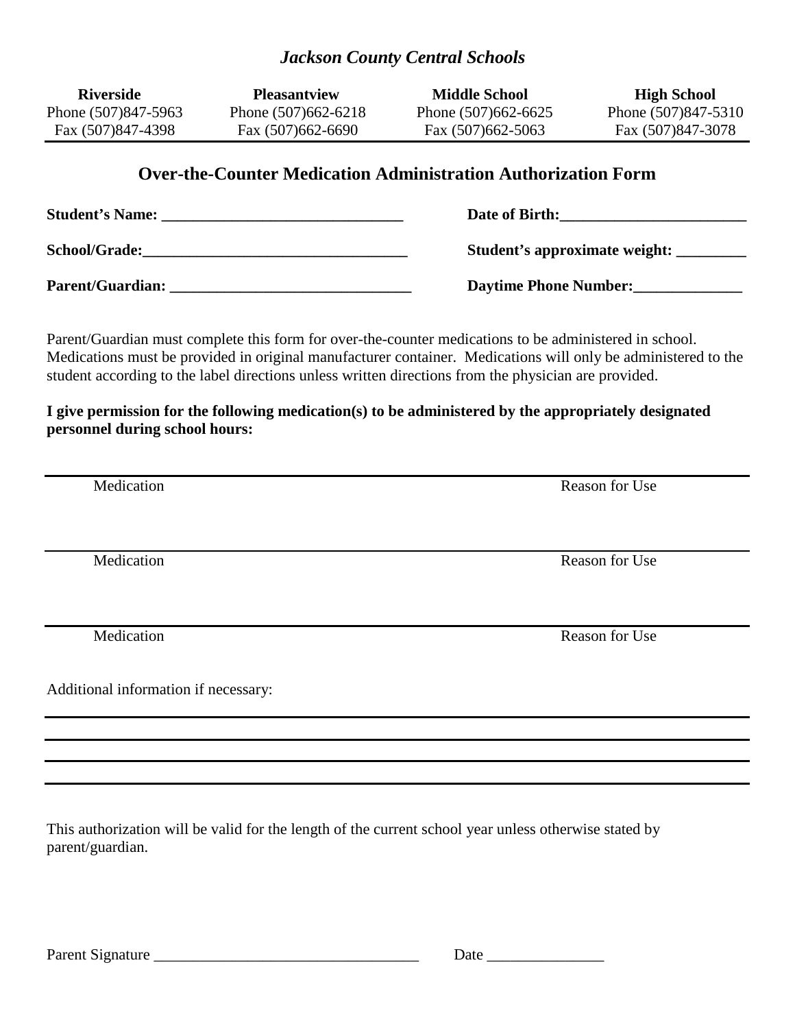*Jackson County Central Schools*

| Riverside | Pleasantview | Middle School | High School |
|---|---|---|---|
| Phone (507)847-5963 | Phone (507)662-6218 | Phone (507)662-6625 | Phone (507)847-5310 |
| Fax (507)847-4398 | Fax (507)662-6690 | Fax (507)662-5063 | Fax (507)847-3078 |

## Over-the-Counter Medication Administration Authorization Form

**Student's Name: _______________________________** **Date of Birth:________________________**

**School/Grade:__________________________________** **Student's approximate weight: _________**

**Parent/Guardian: _______________________________** **Daytime Phone Number:______________**

Parent/Guardian must complete this form for over-the-counter medications to be administered in school. Medications must be provided in original manufacturer container. Medications will only be administered to the student according to the label directions unless written directions from the physician are provided.

**I give permission for the following medication(s) to be administered by the appropriately designated personnel during school hours:**

______________________________________________________________________________

Medication Reason for Use

______________________________________________________________________________

Medication Reason for Use

______________________________________________________________________________

Medication Reason for Use

Additional information if necessary:

______________________________________________________________________________

______________________________________________________________________________

______________________________________________________________________________

______________________________________________________________________________

This authorization will be valid for the length of the current school year unless otherwise stated by parent/guardian.

Parent Signature __________________________________ Date _______________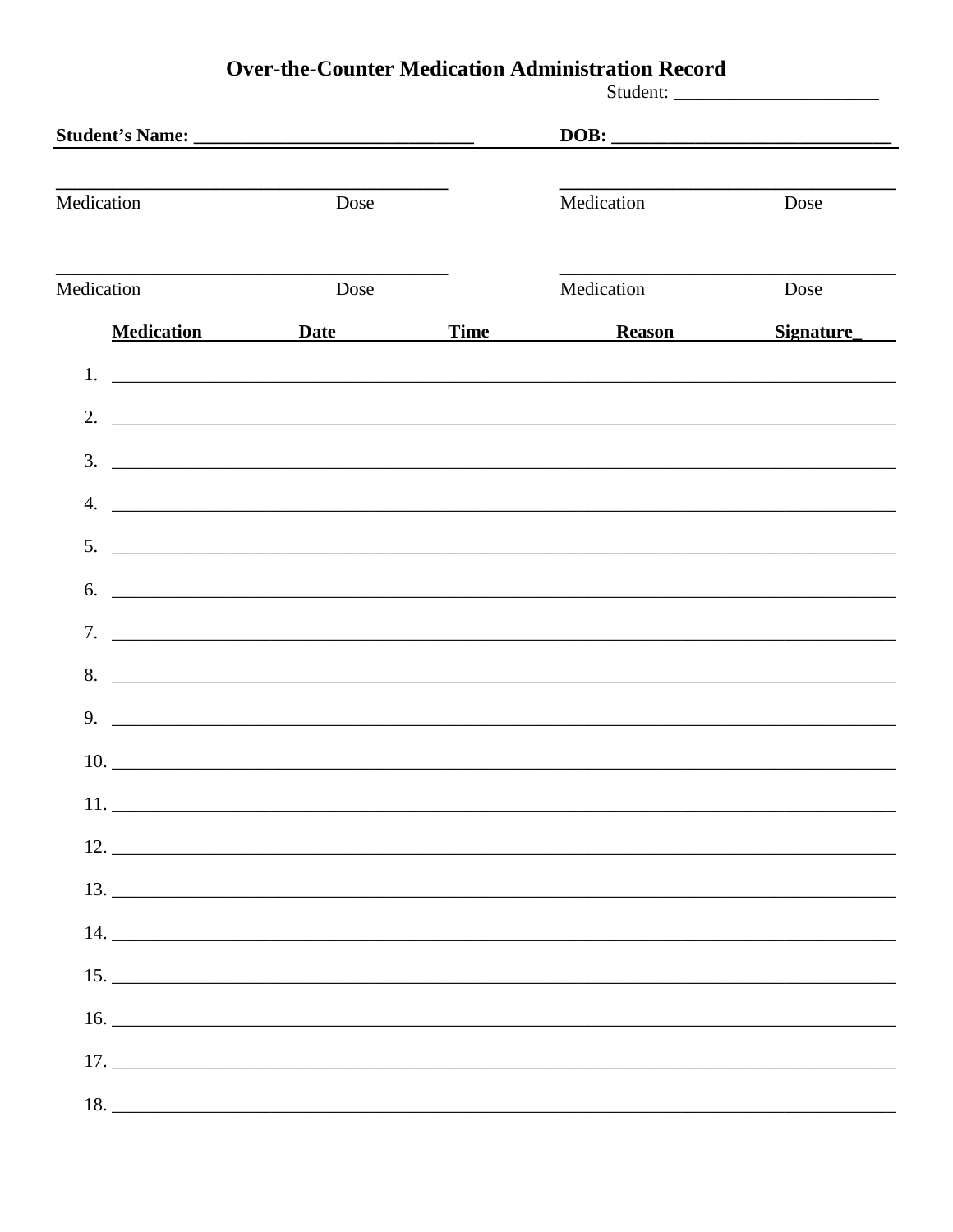# Over-the-Counter Medication Administration Record

Student: ______________________

**Student's Name: ______________________________** **DOB: ______________________________**

________________________________________ ________________________________________
Medication Dose Medication Dose

________________________________________ ________________________________________
Medication Dose Medication Dose

| | Medication | Date | Time | Reason | Signature |
|---|---|---|---|---|---|
| 1. | | | | | |
| 2. | | | | | |
| 3. | | | | | |
| 4. | | | | | |
| 5. | | | | | |
| 6. | | | | | |
| 7. | | | | | |
| 8. | | | | | |
| 9. | | | | | |
| 10. | | | | | |
| 11. | | | | | |
| 12. | | | | | |
| 13. | | | | | |
| 14. | | | | | |
| 15. | | | | | |
| 16. | | | | | |
| 17. | | | | | |
| 18. | | | | | |